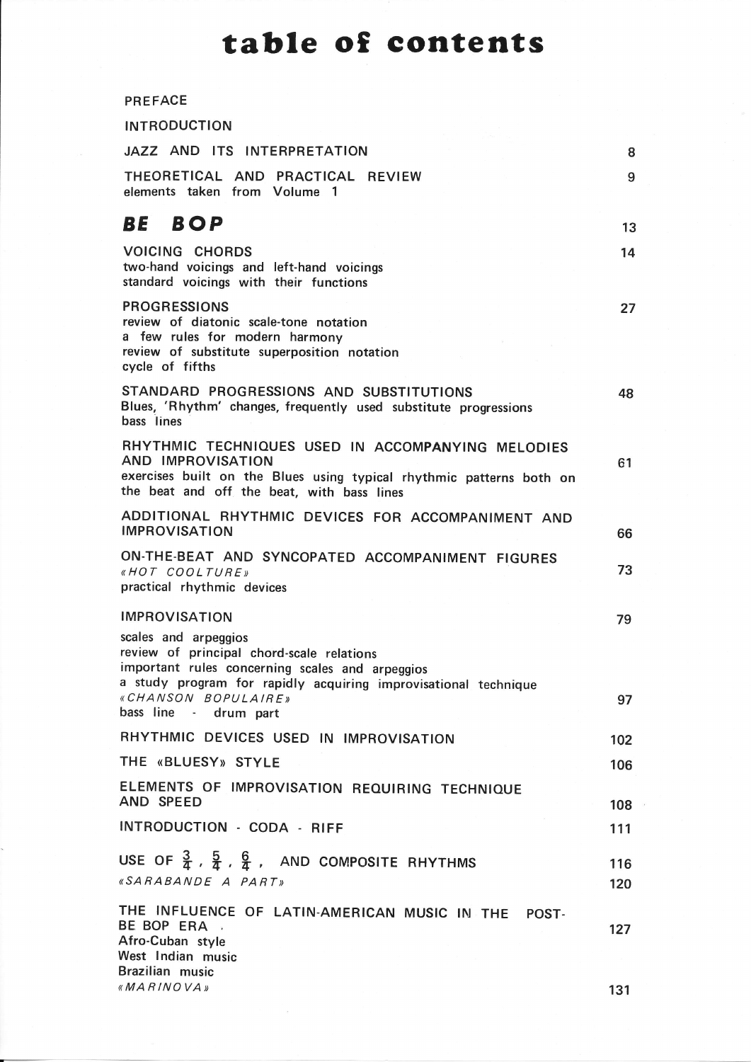# table of contents

| | |
|---|---|
| PREFACE | |
| INTRODUCTION | |
| JAZZ AND ITS INTERPRETATION | 8 |
| THEORETICAL AND PRACTICAL REVIEW<br>elements taken from Volume 1 | 9 |
| ***BE BOP*** | 13 |
| VOICING CHORDS<br>two-hand voicings and left-hand voicings<br>standard voicings with their functions | 14 |
| PROGRESSIONS<br>review of diatonic scale-tone notation<br>a few rules for modern harmony<br>review of substitute superposition notation<br>cycle of fifths | 27 |
| STANDARD PROGRESSIONS AND SUBSTITUTIONS<br>Blues, 'Rhythm' changes, frequently used substitute progressions<br>bass lines | 48 |
| RHYTHMIC TECHNIQUES USED IN ACCOMPANYING MELODIES AND IMPROVISATION<br>exercises built on the Blues using typical rhythmic patterns both on the beat and off the beat, with bass lines | 61 |
| ADDITIONAL RHYTHMIC DEVICES FOR ACCOMPANIMENT AND IMPROVISATION | 66 |
| ON-THE-BEAT AND SYNCOPATED ACCOMPANIMENT FIGURES<br>*«HOT COOLTURE»*<br>practical rhythmic devices | 73 |
| IMPROVISATION<br>scales and arpeggios<br>review of principal chord-scale relations<br>important rules concerning scales and arpeggios<br>a study program for rapidly acquiring improvisational technique | 79 |
| *«CHANSON BOPULAIRE»*<br>bass line - drum part | 97 |
| RHYTHMIC DEVICES USED IN IMPROVISATION | 102 |
| THE «BLUESY» STYLE | 106 |
| ELEMENTS OF IMPROVISATION REQUIRING TECHNIQUE AND SPEED | 108 |
| INTRODUCTION - CODA - RIFF | 111 |
| USE OF $\frac{3}{4}$, $\frac{5}{4}$, $\frac{6}{4}$, AND COMPOSITE RHYTHMS | 116 |
| *«SARABANDE A PART»* | 120 |
| THE INFLUENCE OF LATIN-AMERICAN MUSIC IN THE POST-BE BOP ERA<br>Afro-Cuban style<br>West Indian music<br>Brazilian music | 127 |
| *«MARINOVA»* | 131 |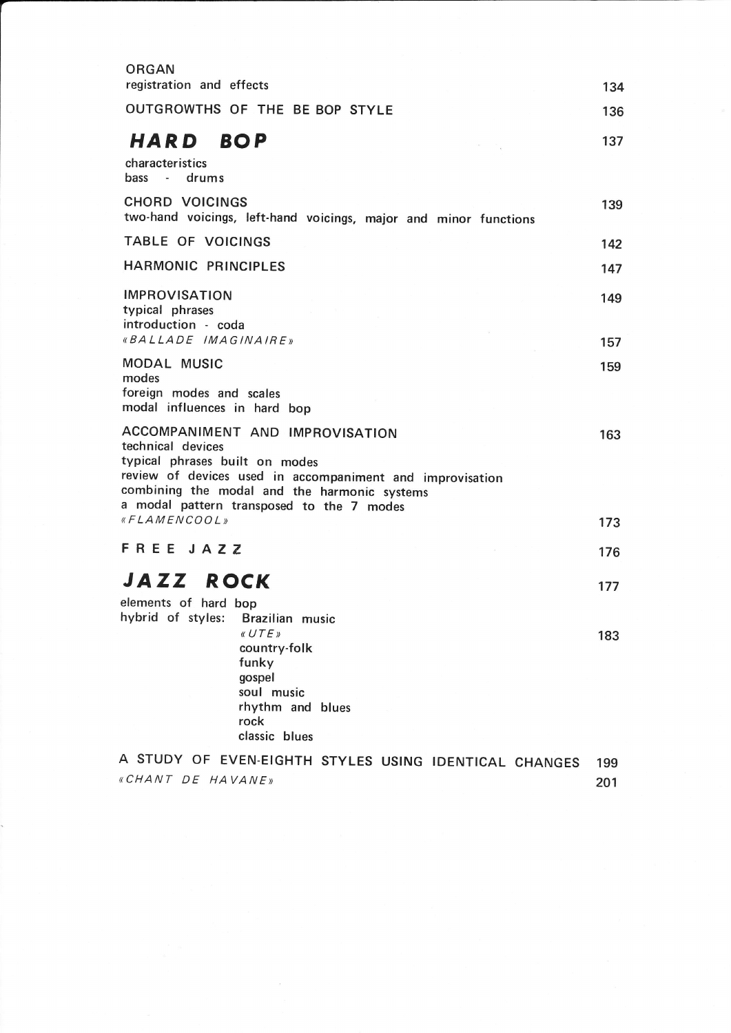ORGAN
registration and effects 134

OUTGROWTHS OF THE BE BOP STYLE 136

## *HARD BOP* 137

characteristics
bass - drums

CHORD VOICINGS 139
two-hand voicings, left-hand voicings, major and minor functions

TABLE OF VOICINGS 142

HARMONIC PRINCIPLES 147

IMPROVISATION 149
typical phrases
introduction - coda
*«BALLADE IMAGINAIRE»* 157

MODAL MUSIC 159
modes
foreign modes and scales
modal influences in hard bop

ACCOMPANIMENT AND IMPROVISATION 163
technical devices
typical phrases built on modes
review of devices used in accompaniment and improvisation
combining the modal and the harmonic systems
a modal pattern transposed to the 7 modes
*«FLAMENCOOL»* 173

FREE JAZZ 176

## *JAZZ ROCK* 177

elements of hard bop
hybrid of styles: Brazilian music
*«UTE»* 183
country-folk
funky
gospel
soul music
rhythm and blues
rock
classic blues

A STUDY OF EVEN-EIGHTH STYLES USING IDENTICAL CHANGES 199
*«CHANT DE HAVANE»* 201